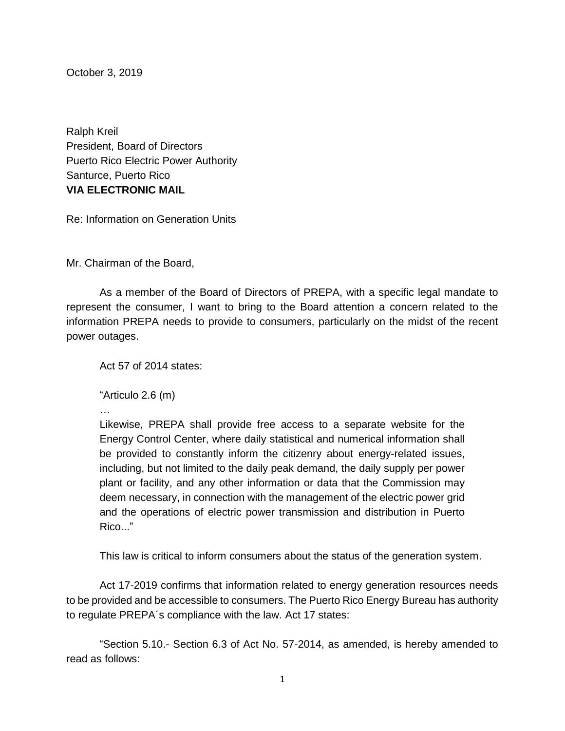October 3, 2019

Ralph Kreil
President, Board of Directors
Puerto Rico Electric Power Authority
Santurce, Puerto Rico
**VIA ELECTRONIC MAIL**

Re: Information on Generation Units

Mr. Chairman of the Board,

As a member of the Board of Directors of PREPA, with a specific legal mandate to represent the consumer, I want to bring to the Board attention a concern related to the information PREPA needs to provide to consumers, particularly on the midst of the recent power outages.

Act 57 of 2014 states:

> "Articulo 2.6 (m)
>
> …
>
> Likewise, PREPA shall provide free access to a separate website for the Energy Control Center, where daily statistical and numerical information shall be provided to constantly inform the citizenry about energy-related issues, including, but not limited to the daily peak demand, the daily supply per power plant or facility, and any other information or data that the Commission may deem necessary, in connection with the management of the electric power grid and the operations of electric power transmission and distribution in Puerto Rico..."

This law is critical to inform consumers about the status of the generation system.

Act 17-2019 confirms that information related to energy generation resources needs to be provided and be accessible to consumers. The Puerto Rico Energy Bureau has authority to regulate PREPA´s compliance with the law. Act 17 states:

"Section 5.10.- Section 6.3 of Act No. 57-2014, as amended, is hereby amended to read as follows: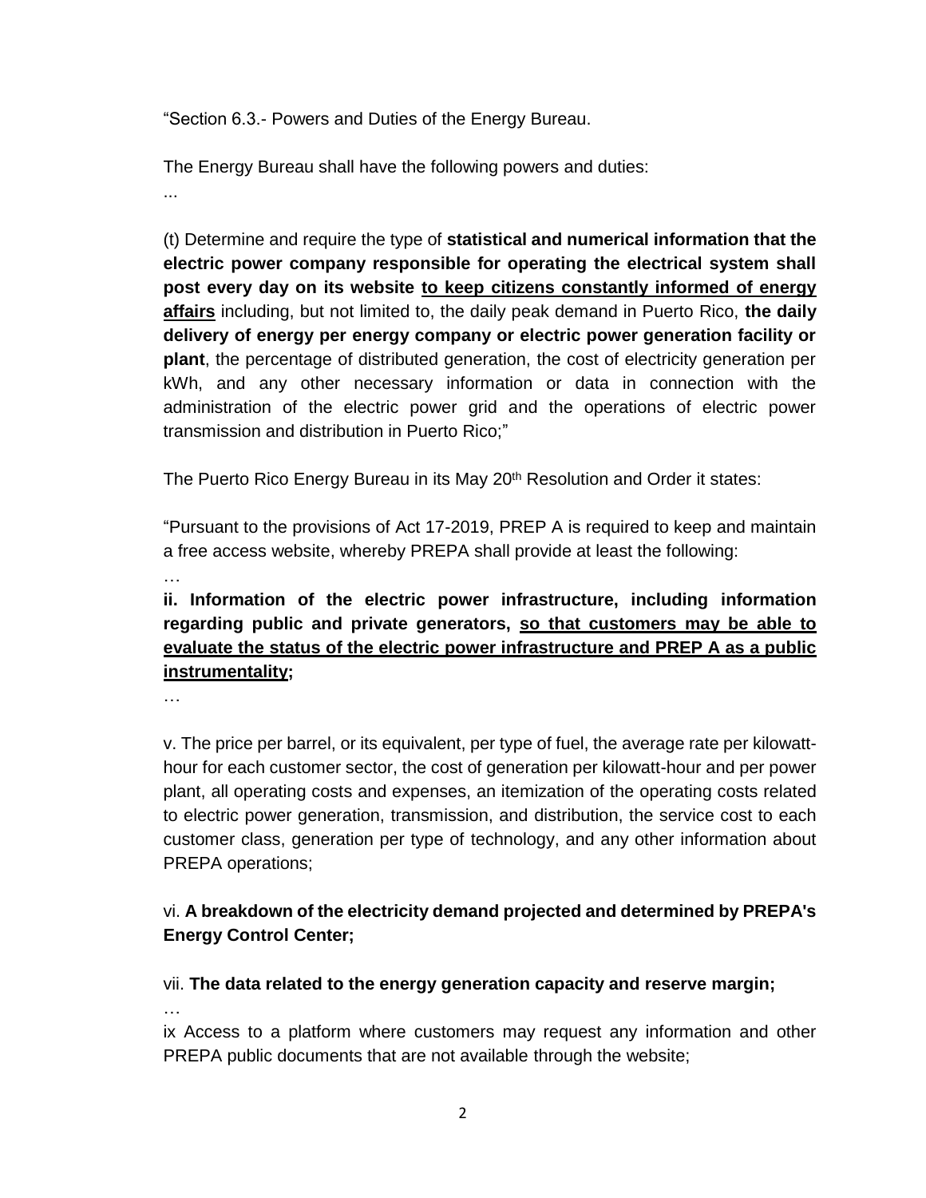"Section 6.3.- Powers and Duties of the Energy Bureau.

The Energy Bureau shall have the following powers and duties:

...

(t) Determine and require the type of **statistical and numerical information that the electric power company responsible for operating the electrical system shall post every day on its website <u>to keep citizens constantly informed of energy affairs</u>** including, but not limited to, the daily peak demand in Puerto Rico, **the daily delivery of energy per energy company or electric power generation facility or plant**, the percentage of distributed generation, the cost of electricity generation per kWh, and any other necessary information or data in connection with the administration of the electric power grid and the operations of electric power transmission and distribution in Puerto Rico;"

The Puerto Rico Energy Bureau in its May 20th Resolution and Order it states:

"Pursuant to the provisions of Act 17-2019, PREP A is required to keep and maintain a free access website, whereby PREPA shall provide at least the following:

…

**ii. Information of the electric power infrastructure, including information regarding public and private generators, <u>so that customers may be able to evaluate the status of the electric power infrastructure and PREP A as a public instrumentality</u>;**

…

v. The price per barrel, or its equivalent, per type of fuel, the average rate per kilowatt-hour for each customer sector, the cost of generation per kilowatt-hour and per power plant, all operating costs and expenses, an itemization of the operating costs related to electric power generation, transmission, and distribution, the service cost to each customer class, generation per type of technology, and any other information about PREPA operations;

vi. **A breakdown of the electricity demand projected and determined by PREPA's Energy Control Center;**

vii. **The data related to the energy generation capacity and reserve margin;**

…

ix Access to a platform where customers may request any information and other PREPA public documents that are not available through the website;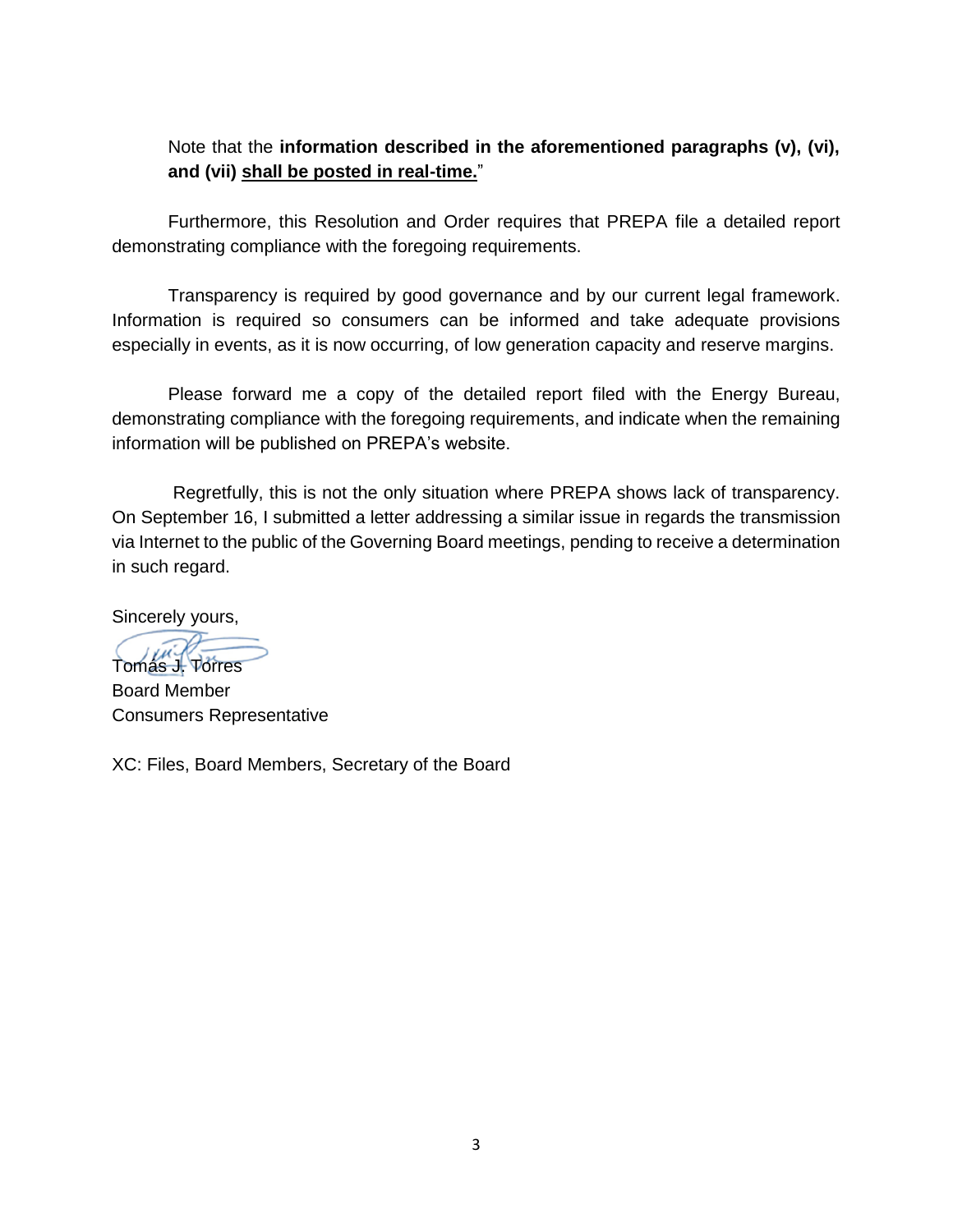Note that the **information described in the aforementioned paragraphs (v), (vi), and (vii) <u>shall be posted in real-time.</u>**"

Furthermore, this Resolution and Order requires that PREPA file a detailed report demonstrating compliance with the foregoing requirements.

Transparency is required by good governance and by our current legal framework. Information is required so consumers can be informed and take adequate provisions especially in events, as it is now occurring, of low generation capacity and reserve margins.

Please forward me a copy of the detailed report filed with the Energy Bureau, demonstrating compliance with the foregoing requirements, and indicate when the remaining information will be published on PREPA's website.

Regretfully, this is not the only situation where PREPA shows lack of transparency. On September 16, I submitted a letter addressing a similar issue in regards the transmission via Internet to the public of the Governing Board meetings, pending to receive a determination in such regard.

Sincerely yours,

Tomás J. Torres
Board Member
Consumers Representative

XC: Files, Board Members, Secretary of the Board